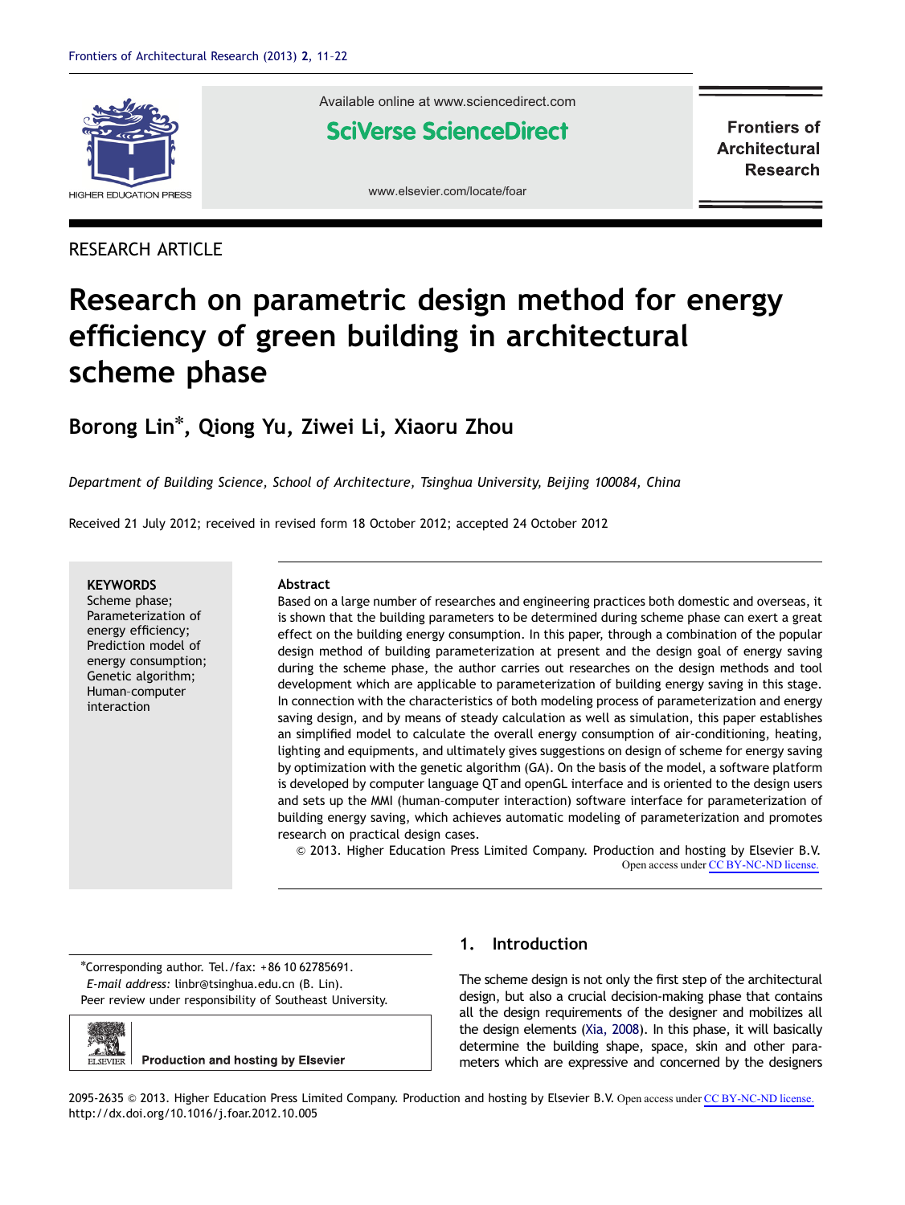RESEARCH ARTICLE

# Research on parametric design method for energy efficiency of green building in architectural scheme phase

**Borong Lin*, Qiong Yu, Ziwei Li, Xiaoru Zhou**

*Department of Building Science, School of Architecture, Tsinghua University, Beijing 100084, China*

Received 21 July 2012; received in revised form 18 October 2012; accepted 24 October 2012

**KEYWORDS**
Scheme phase;
Parameterization of energy efficiency;
Prediction model of energy consumption;
Genetic algorithm;
Human–computer interaction

**Abstract**

Based on a large number of researches and engineering practices both domestic and overseas, it is shown that the building parameters to be determined during scheme phase can exert a great effect on the building energy consumption. In this paper, through a combination of the popular design method of building parameterization at present and the design goal of energy saving during the scheme phase, the author carries out researches on the design methods and tool development which are applicable to parameterization of building energy saving in this stage. In connection with the characteristics of both modeling process of parameterization and energy saving design, and by means of steady calculation as well as simulation, this paper establishes an simplified model to calculate the overall energy consumption of air-conditioning, heating, lighting and equipments, and ultimately gives suggestions on design of scheme for energy saving by optimization with the genetic algorithm (GA). On the basis of the model, a software platform is developed by computer language QT and openGL interface and is oriented to the design users and sets up the MMI (human–computer interaction) software interface for parameterization of building energy saving, which achieves automatic modeling of parameterization and promotes research on practical design cases.

© 2013. Higher Education Press Limited Company. Production and hosting by Elsevier B.V.
Open access under CC BY-NC-ND license.

*Corresponding author. Tel./fax: +86 10 62785691.
*E-mail address:* linbr@tsinghua.edu.cn (B. Lin).
Peer review under responsibility of Southeast University.

## 1. Introduction

The scheme design is not only the first step of the architectural design, but also a crucial decision-making phase that contains all the design requirements of the designer and mobilizes all the design elements (Xia, 2008). In this phase, it will basically determine the building shape, space, skin and other parameters which are expressive and concerned by the designers

2095-2635 © 2013. Higher Education Press Limited Company. Production and hosting by Elsevier B.V. Open access under CC BY-NC-ND license.
http://dx.doi.org/10.1016/j.foar.2012.10.005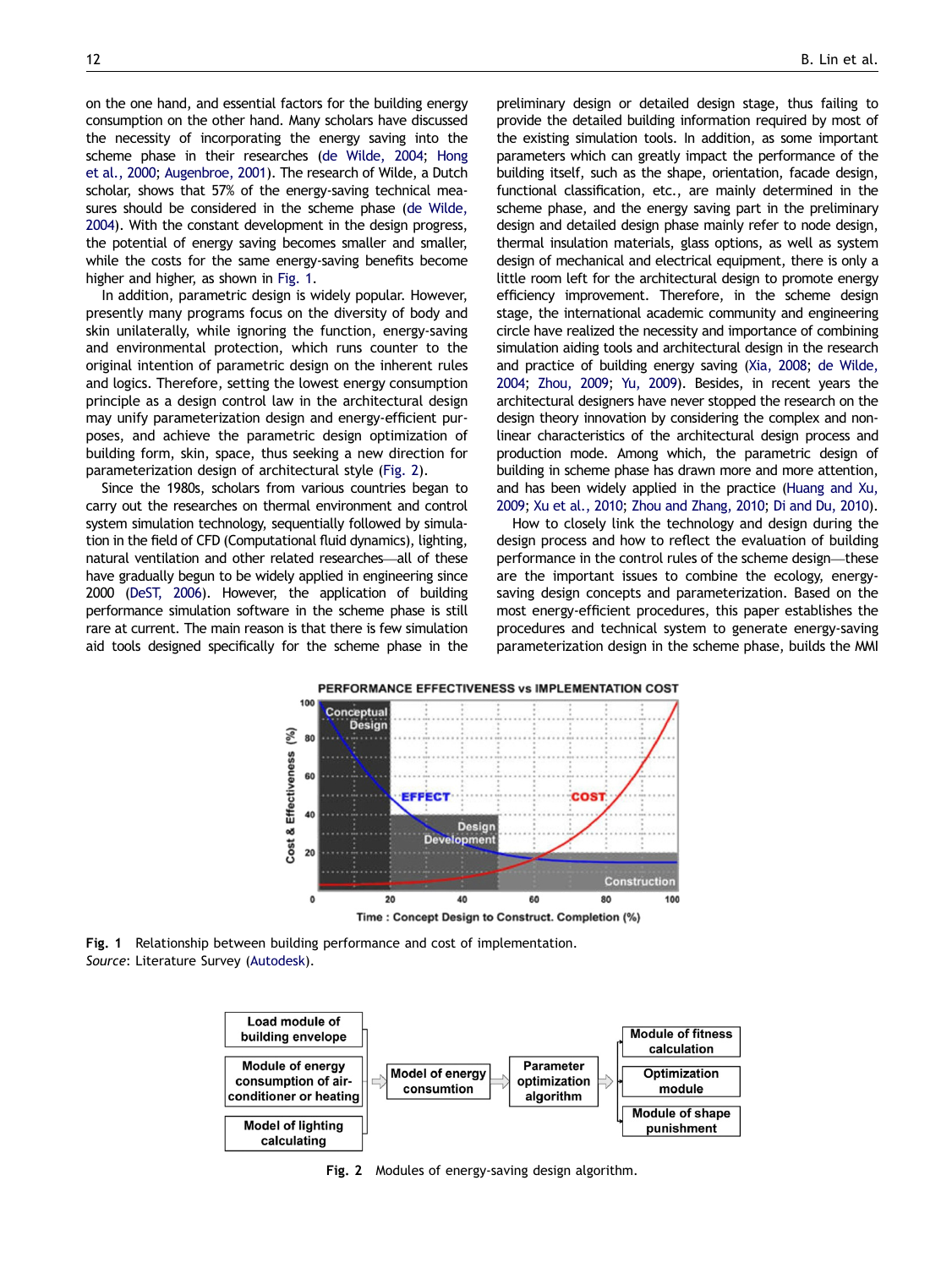on the one hand, and essential factors for the building energy consumption on the other hand. Many scholars have discussed the necessity of incorporating the energy saving into the scheme phase in their researches (de Wilde, 2004; Hong et al., 2000; Augenbroe, 2001). The research of Wilde, a Dutch scholar, shows that 57% of the energy-saving technical measures should be considered in the scheme phase (de Wilde, 2004). With the constant development in the design progress, the potential of energy saving becomes smaller and smaller, while the costs for the same energy-saving benefits become higher and higher, as shown in Fig. 1.

In addition, parametric design is widely popular. However, presently many programs focus on the diversity of body and skin unilaterally, while ignoring the function, energy-saving and environmental protection, which runs counter to the original intention of parametric design on the inherent rules and logics. Therefore, setting the lowest energy consumption principle as a design control law in the architectural design may unify parameterization design and energy-efficient purposes, and achieve the parametric design optimization of building form, skin, space, thus seeking a new direction for parameterization design of architectural style (Fig. 2).

Since the 1980s, scholars from various countries began to carry out the researches on thermal environment and control system simulation technology, sequentially followed by simulation in the field of CFD (Computational fluid dynamics), lighting, natural ventilation and other related researches—all of these have gradually begun to be widely applied in engineering since 2000 (DeST, 2006). However, the application of building performance simulation software in the scheme phase is still rare at current. The main reason is that there is few simulation aid tools designed specifically for the scheme phase in the preliminary design or detailed design stage, thus failing to provide the detailed building information required by most of the existing simulation tools. In addition, as some important parameters which can greatly impact the performance of the building itself, such as the shape, orientation, facade design, functional classification, etc., are mainly determined in the scheme phase, and the energy saving part in the preliminary design and detailed design phase mainly refer to node design, thermal insulation materials, glass options, as well as system design of mechanical and electrical equipment, there is only a little room left for the architectural design to promote energy efficiency improvement. Therefore, in the scheme design stage, the international academic community and engineering circle have realized the necessity and importance of combining simulation aiding tools and architectural design in the research and practice of building energy saving (Xia, 2008; de Wilde, 2004; Zhou, 2009; Yu, 2009). Besides, in recent years the architectural designers have never stopped the research on the design theory innovation by considering the complex and non-linear characteristics of the architectural design process and production mode. Among which, the parametric design of building in scheme phase has drawn more and more attention, and has been widely applied in the practice (Huang and Xu, 2009; Xu et al., 2010; Zhou and Zhang, 2010; Di and Du, 2010).

How to closely link the technology and design during the design process and how to reflect the evaluation of building performance in the control rules of the scheme design—these are the important issues to combine the ecology, energy-saving design concepts and parameterization. Based on the most energy-efficient procedures, this paper establishes the procedures and technical system to generate energy-saving parameterization design in the scheme phase, builds the MMI

PERFORMANCE EFFECTIVENESS vs IMPLEMENTATION COST

Cost & Effectiveness (%)

100
80
60
40
20
0

Conceptual Design
EFFECT
COST
Design Development
Construction

20
40
60
80
100

Time : Concept Design to Construct. Completion (%)

**Fig. 1** Relationship between building performance and cost of implementation.
*Source*: Literature Survey (Autodesk).

Load module of building envelope
Module of energy consumption of air-conditioner or heating
Model of lighting calculating
Model of energy consumtion
Parameter optimization algorithm
Module of fitness calculation
Optimization module
Module of shape punishment

**Fig. 2** Modules of energy-saving design algorithm.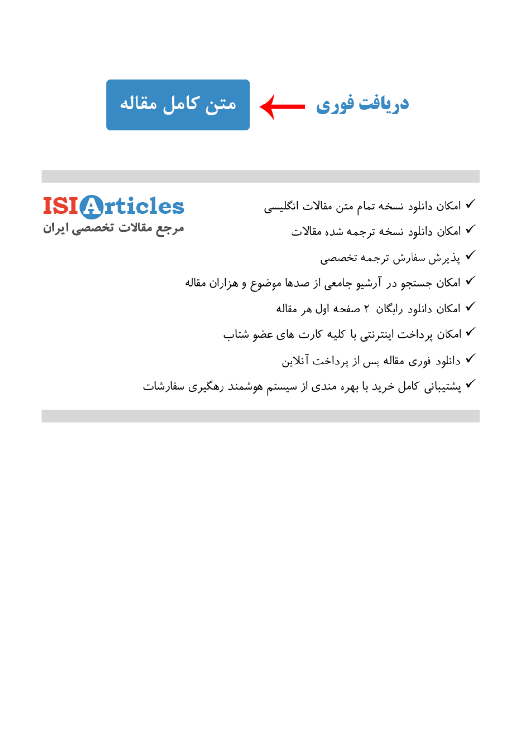دریافت فوری ← متن کامل مقاله

ISIArticles
مرجع مقالات تخصصی ایران

- ✓ امکان دانلود نسخه تمام متن مقالات انگلیسی
- ✓ امکان دانلود نسخه ترجمه شده مقالات
- ✓ پذیرش سفارش ترجمه تخصصی
- ✓ امکان جستجو در آرشیو جامعی از صدها موضوع و هزاران مقاله
- ✓ امکان دانلود رایگان ۲ صفحه اول هر مقاله
- ✓ امکان پرداخت اینترنتی با کلیه کارت های عضو شتاب
- ✓ دانلود فوری مقاله پس از پرداخت آنلاین
- ✓ پشتیبانی کامل خرید با بهره مندی از سیستم هوشمند رهگیری سفارشات